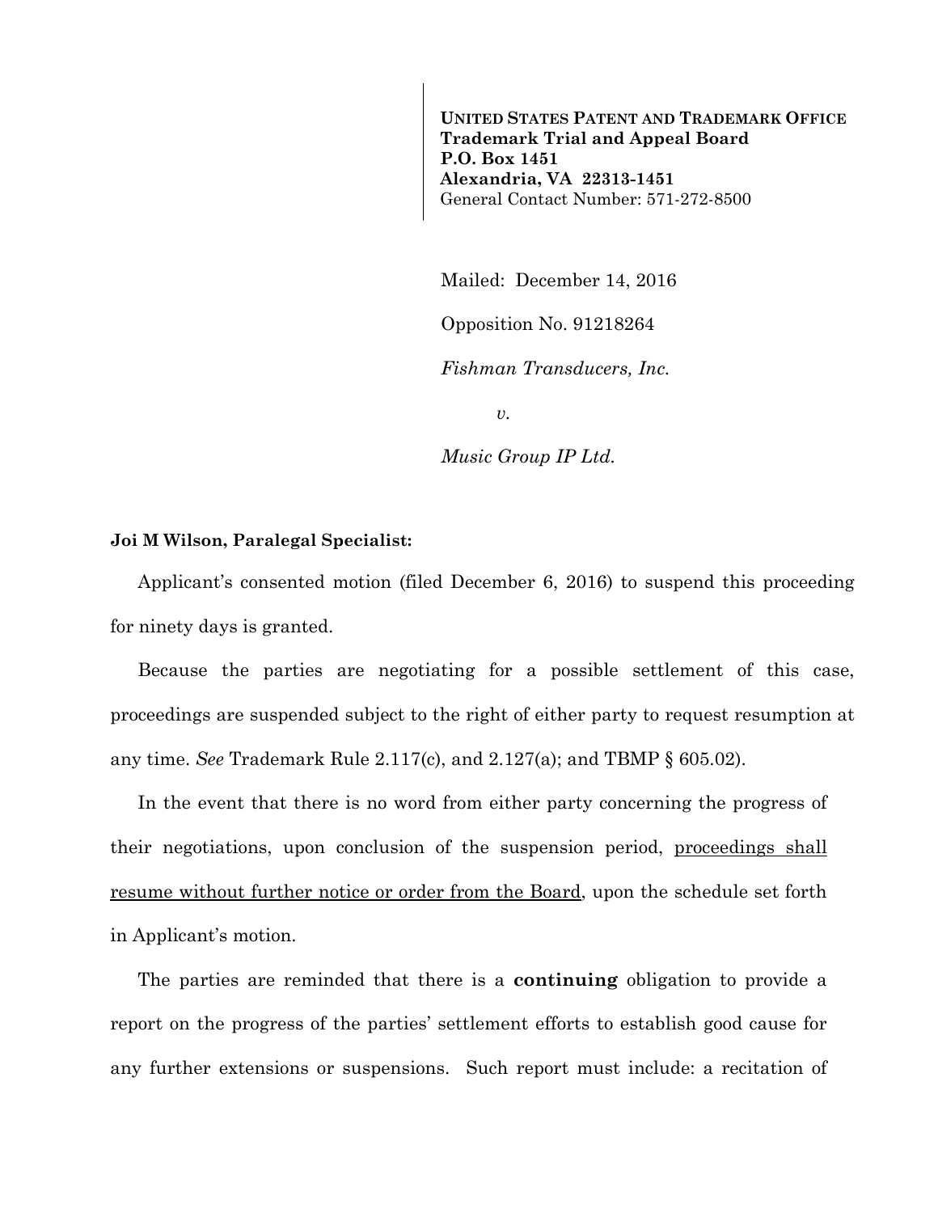**UNITED STATES PATENT AND TRADEMARK OFFICE**
**Trademark Trial and Appeal Board**
**P.O. Box 1451**
**Alexandria, VA 22313-1451**
General Contact Number: 571-272-8500

Mailed: December 14, 2016

Opposition No. 91218264

*Fishman Transducers, Inc.*

*v.*

*Music Group IP Ltd.*

**Joi M Wilson, Paralegal Specialist:**

Applicant's consented motion (filed December 6, 2016) to suspend this proceeding for ninety days is granted.

Because the parties are negotiating for a possible settlement of this case, proceedings are suspended subject to the right of either party to request resumption at any time. *See* Trademark Rule 2.117(c), and 2.127(a); and TBMP § 605.02).

In the event that there is no word from either party concerning the progress of their negotiations, upon conclusion of the suspension period, <u>proceedings shall resume without further notice or order from the Board</u>, upon the schedule set forth in Applicant's motion.

The parties are reminded that there is a **continuing** obligation to provide a report on the progress of the parties' settlement efforts to establish good cause for any further extensions or suspensions. Such report must include: a recitation of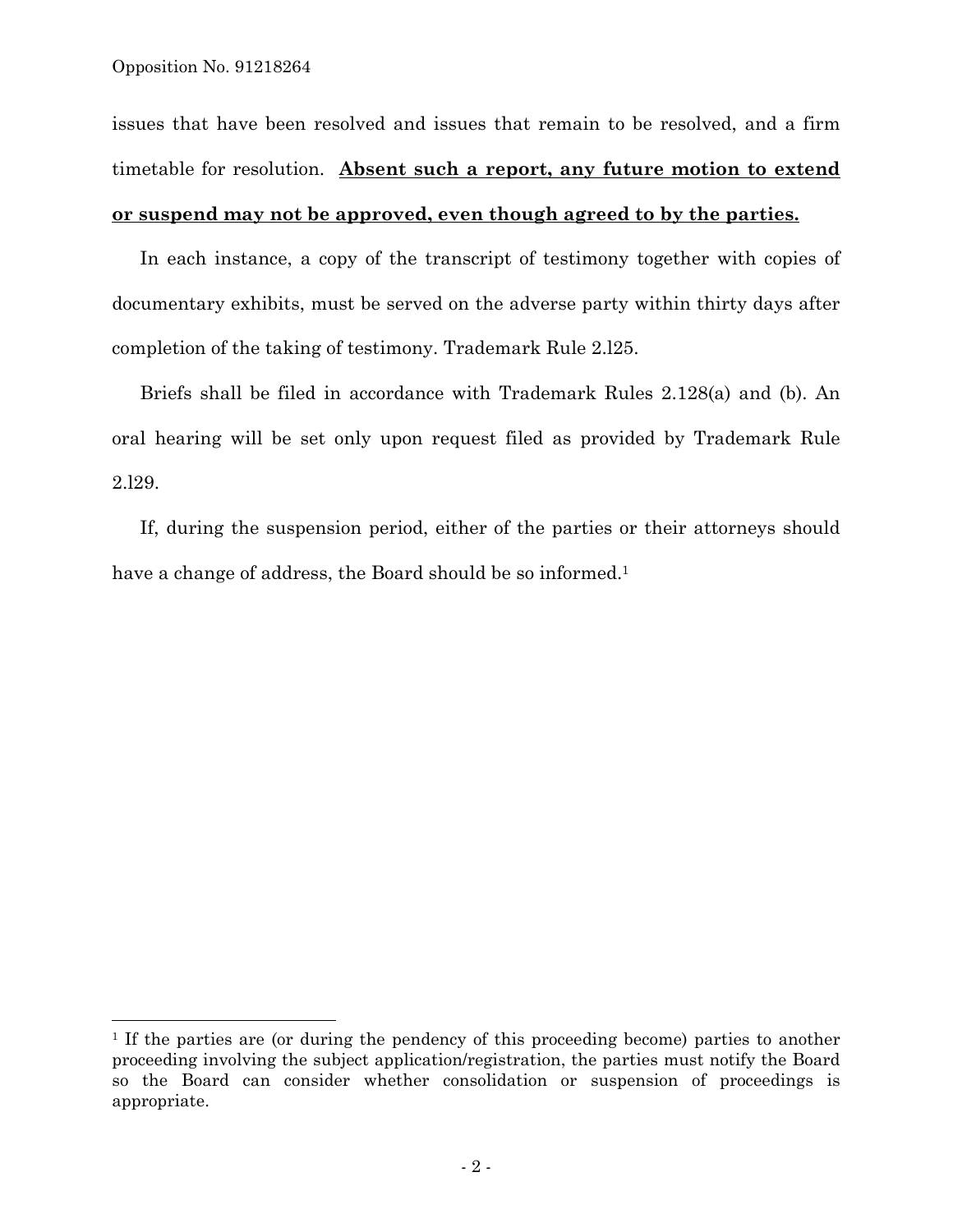issues that have been resolved and issues that remain to be resolved, and a firm timetable for resolution. **Absent such a report, any future motion to extend or suspend may not be approved, even though agreed to by the parties.**

In each instance, a copy of the transcript of testimony together with copies of documentary exhibits, must be served on the adverse party within thirty days after completion of the taking of testimony. Trademark Rule 2.l25.

Briefs shall be filed in accordance with Trademark Rules 2.128(a) and (b). An oral hearing will be set only upon request filed as provided by Trademark Rule 2.l29.

If, during the suspension period, either of the parties or their attorneys should have a change of address, the Board should be so informed.[1]

---

[1] If the parties are (or during the pendency of this proceeding become) parties to another proceeding involving the subject application/registration, the parties must notify the Board so the Board can consider whether consolidation or suspension of proceedings is appropriate.